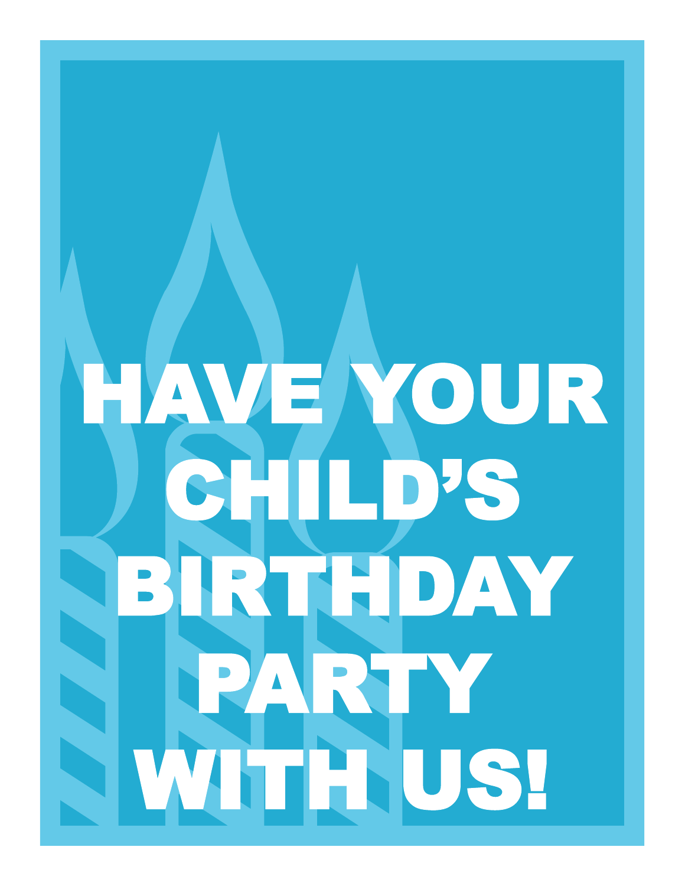# HAVE YOUR CHILD'S BIRTHDAY PARTY WITH US!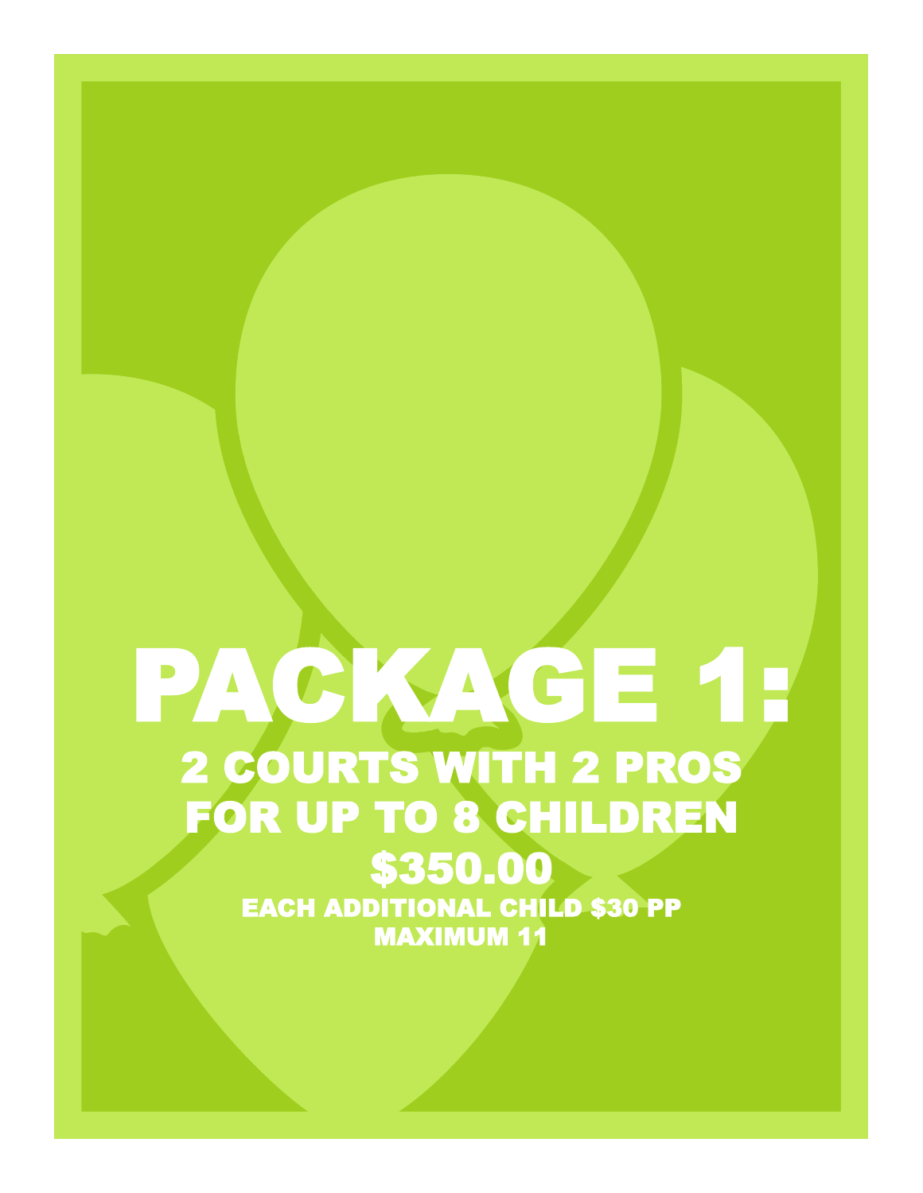# PACKAGE 1:

## 2 COURTS WITH 2 PROS FOR UP TO 8 CHILDREN

## $350.00

EACH ADDITIONAL CHILD $30 PP

MAXIMUM 11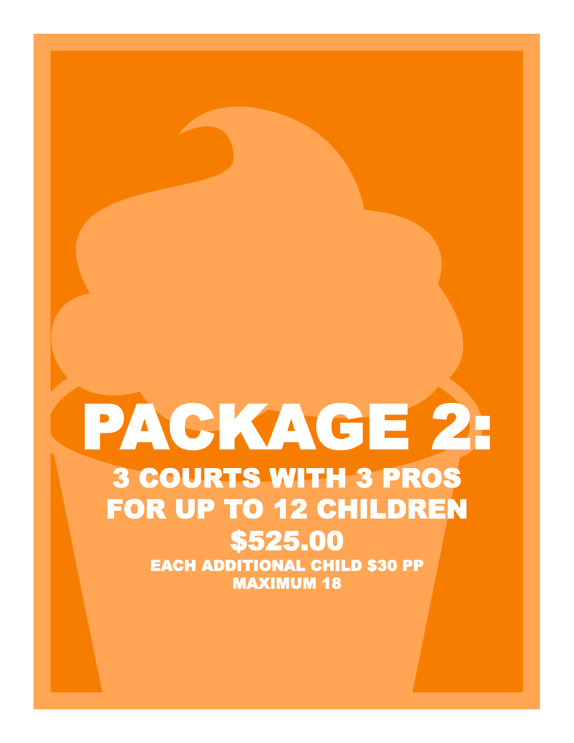# PACKAGE 2:

## 3 COURTS WITH 3 PROS FOR UP TO 12 CHILDREN

## $525.00

**EACH ADDITIONAL CHILD $30 PP**

**MAXIMUM 18**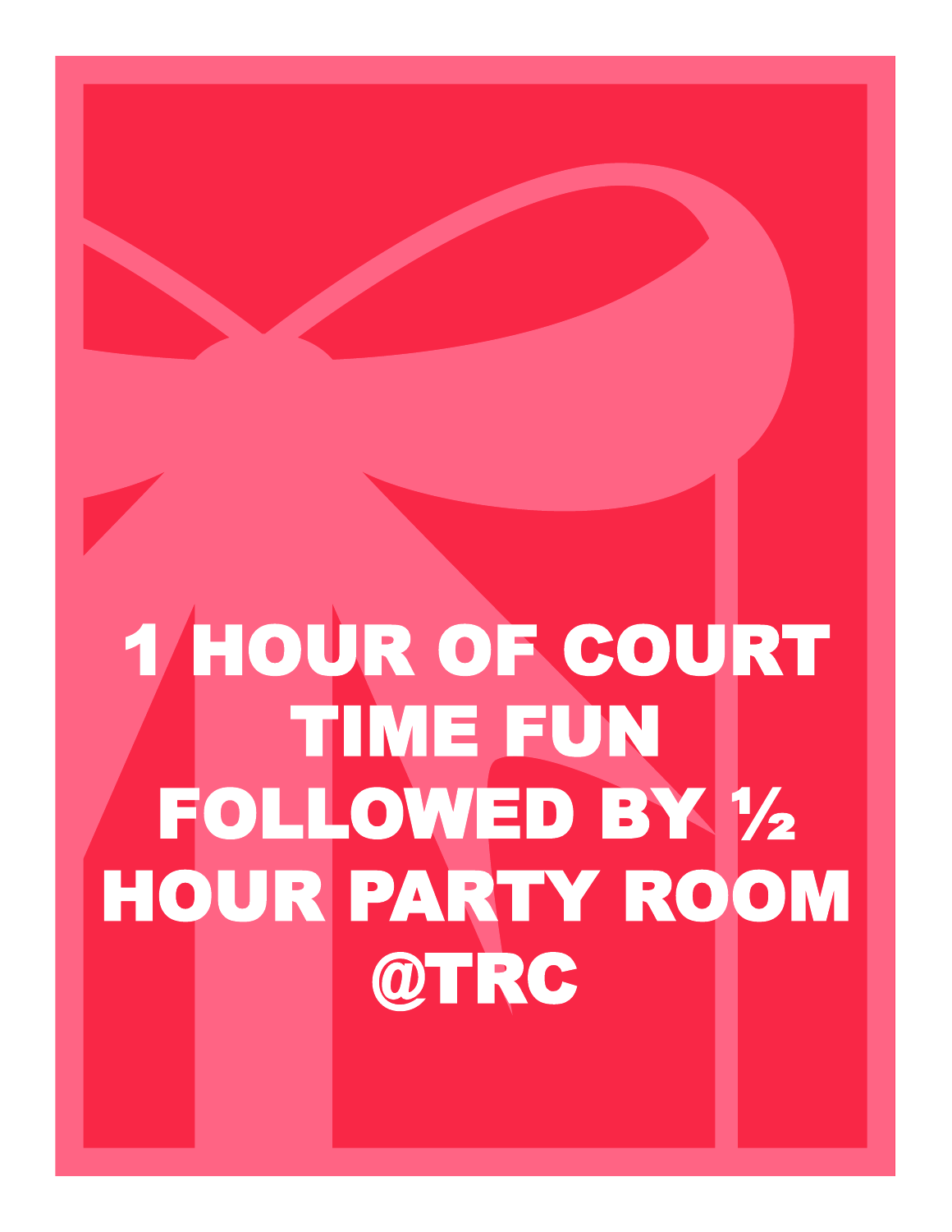1 HOUR OF COURT TIME FUN FOLLOWED BY ½ HOUR PARTY ROOM @TRC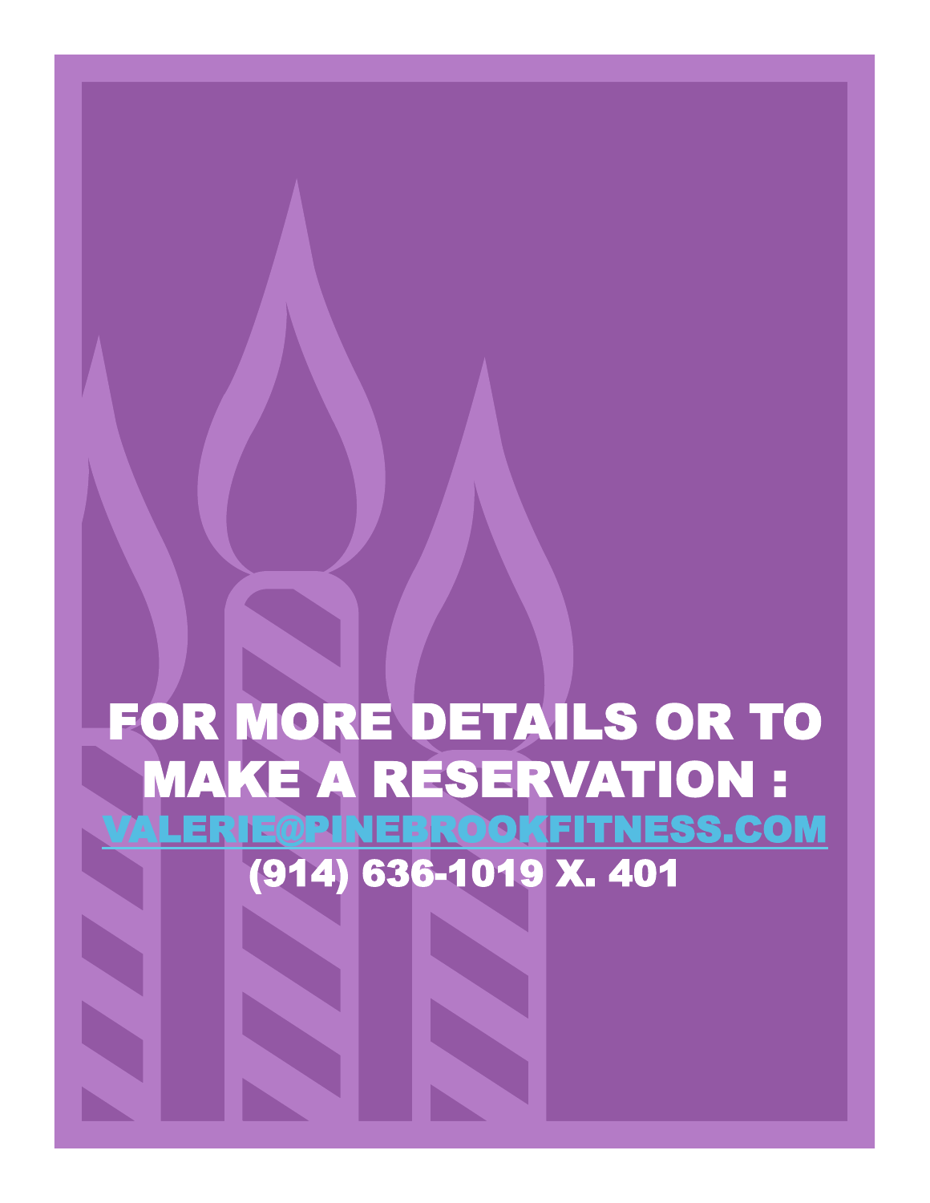# FOR MORE DETAILS OR TO MAKE A RESERVATION :

VALERIE@PINEBROOKFITNESS.COM

(914) 636-1019 X. 401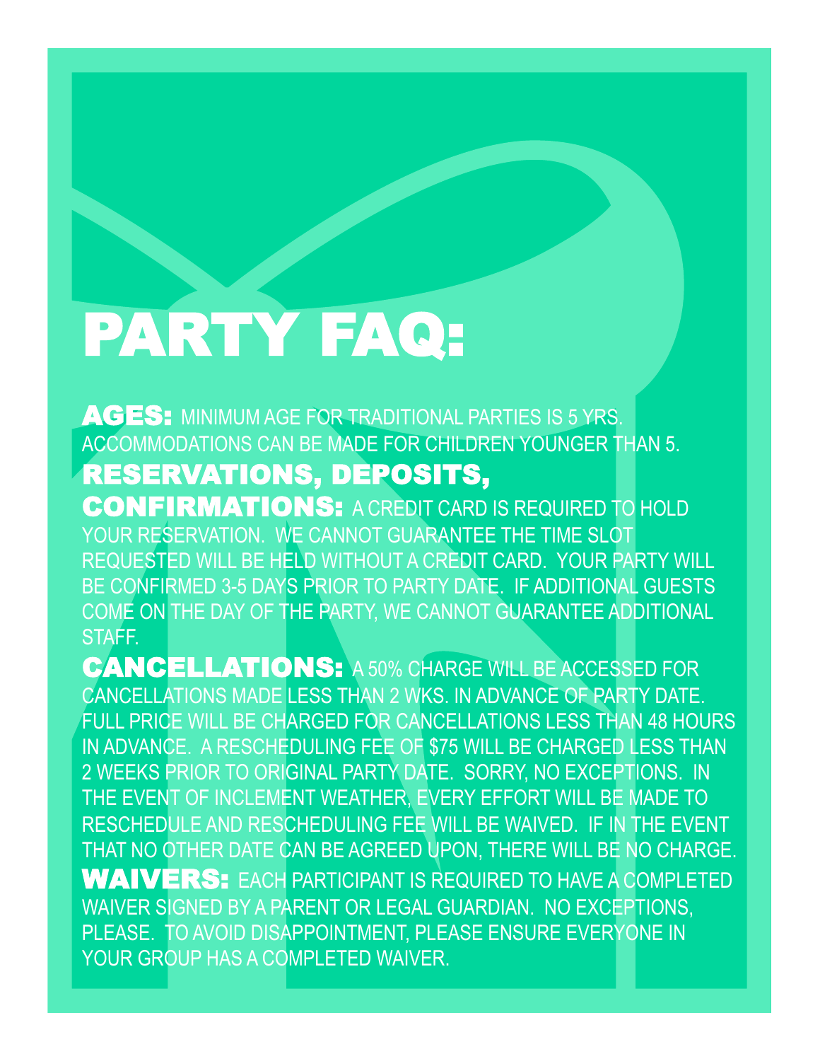# PARTY FAQ:

**AGES:** MINIMUM AGE FOR TRADITIONAL PARTIES IS 5 YRS. ACCOMMODATIONS CAN BE MADE FOR CHILDREN YOUNGER THAN 5.

**RESERVATIONS, DEPOSITS, CONFIRMATIONS:** A CREDIT CARD IS REQUIRED TO HOLD YOUR RESERVATION. WE CANNOT GUARANTEE THE TIME SLOT REQUESTED WILL BE HELD WITHOUT A CREDIT CARD. YOUR PARTY WILL BE CONFIRMED 3-5 DAYS PRIOR TO PARTY DATE. IF ADDITIONAL GUESTS COME ON THE DAY OF THE PARTY, WE CANNOT GUARANTEE ADDITIONAL STAFF.

**CANCELLATIONS:** A 50% CHARGE WILL BE ACCESSED FOR CANCELLATIONS MADE LESS THAN 2 WKS. IN ADVANCE OF PARTY DATE. FULL PRICE WILL BE CHARGED FOR CANCELLATIONS LESS THAN 48 HOURS IN ADVANCE. A RESCHEDULING FEE OF $75 WILL BE CHARGED LESS THAN 2 WEEKS PRIOR TO ORIGINAL PARTY DATE. SORRY, NO EXCEPTIONS. IN THE EVENT OF INCLEMENT WEATHER, EVERY EFFORT WILL BE MADE TO RESCHEDULE AND RESCHEDULING FEE WILL BE WAIVED. IF IN THE EVENT THAT NO OTHER DATE CAN BE AGREED UPON, THERE WILL BE NO CHARGE.

**WAIVERS:** EACH PARTICIPANT IS REQUIRED TO HAVE A COMPLETED WAIVER SIGNED BY A PARENT OR LEGAL GUARDIAN. NO EXCEPTIONS, PLEASE. TO AVOID DISAPPOINTMENT, PLEASE ENSURE EVERYONE IN YOUR GROUP HAS A COMPLETED WAIVER.